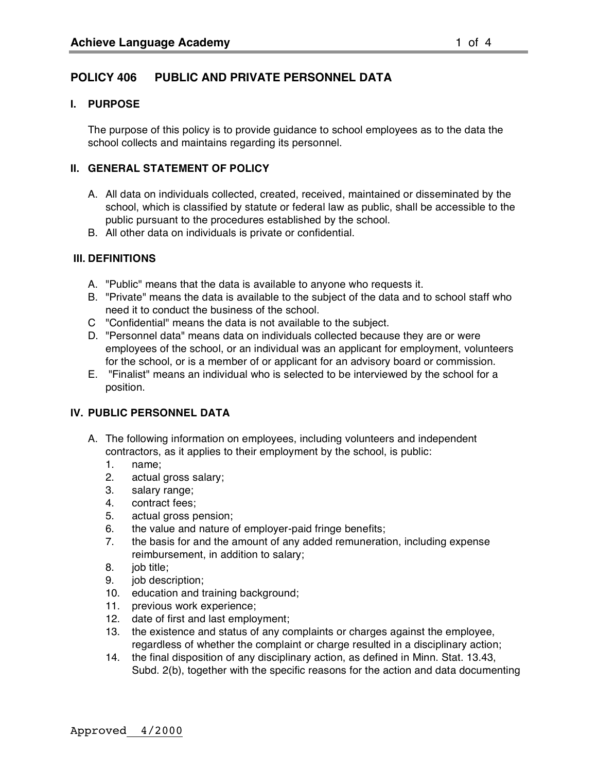## POLICY 406 PUBLIC AND PRIVATE PERSONNEL DATA

### I. PURPOSE

The purpose of this policy is to provide guidance to school employees as to the data the school collects and maintains regarding its personnel.

### II. GENERAL STATEMENT OF POLICY

A. All data on individuals collected, created, received, maintained or disseminated by the school, which is classified by statute or federal law as public, shall be accessible to the public pursuant to the procedures established by the school.

B. All other data on individuals is private or confidential.

### III. DEFINITIONS

A. "Public" means that the data is available to anyone who requests it.

B. "Private" means the data is available to the subject of the data and to school staff who need it to conduct the business of the school.

C "Confidential" means the data is not available to the subject.

D. "Personnel data" means data on individuals collected because they are or were employees of the school, or an individual was an applicant for employment, volunteers for the school, or is a member of or applicant for an advisory board or commission.

E. "Finalist" means an individual who is selected to be interviewed by the school for a position.

### IV. PUBLIC PERSONNEL DATA

A. The following information on employees, including volunteers and independent contractors, as it applies to their employment by the school, is public:

1. name;
2. actual gross salary;
3. salary range;
4. contract fees;
5. actual gross pension;
6. the value and nature of employer-paid fringe benefits;
7. the basis for and the amount of any added remuneration, including expense reimbursement, in addition to salary;
8. job title;
9. job description;
10. education and training background;
11. previous work experience;
12. date of first and last employment;
13. the existence and status of any complaints or charges against the employee, regardless of whether the complaint or charge resulted in a disciplinary action;
14. the final disposition of any disciplinary action, as defined in Minn. Stat. 13.43, Subd. 2(b), together with the specific reasons for the action and data documenting

Approved 4/2000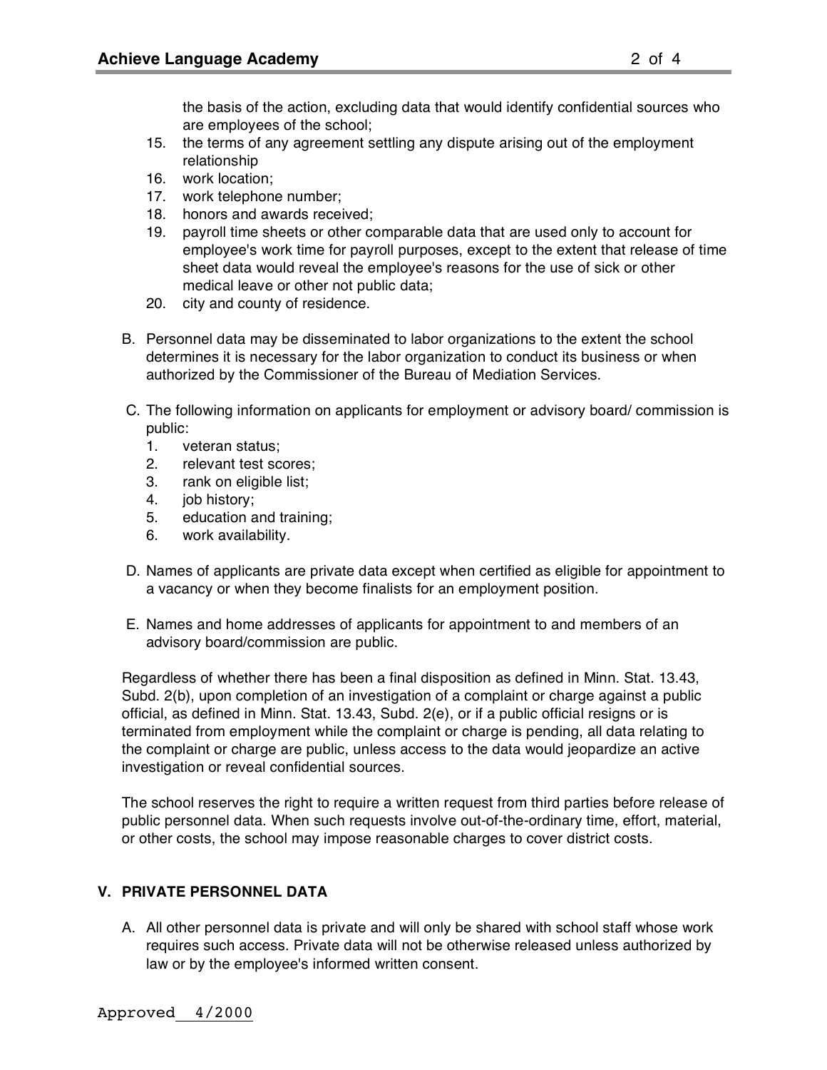the basis of the action, excluding data that would identify confidential sources who are employees of the school;

15. the terms of any agreement settling any dispute arising out of the employment relationship
16. work location;
17. work telephone number;
18. honors and awards received;
19. payroll time sheets or other comparable data that are used only to account for employee's work time for payroll purposes, except to the extent that release of time sheet data would reveal the employee's reasons for the use of sick or other medical leave or other not public data;
20. city and county of residence.

B. Personnel data may be disseminated to labor organizations to the extent the school determines it is necessary for the labor organization to conduct its business or when authorized by the Commissioner of the Bureau of Mediation Services.

C. The following information on applicants for employment or advisory board/ commission is public:
   1. veteran status;
   2. relevant test scores;
   3. rank on eligible list;
   4. job history;
   5. education and training;
   6. work availability.

D. Names of applicants are private data except when certified as eligible for appointment to a vacancy or when they become finalists for an employment position.

E. Names and home addresses of applicants for appointment to and members of an advisory board/commission are public.

Regardless of whether there has been a final disposition as defined in Minn. Stat. 13.43, Subd. 2(b), upon completion of an investigation of a complaint or charge against a public official, as defined in Minn. Stat. 13.43, Subd. 2(e), or if a public official resigns or is terminated from employment while the complaint or charge is pending, all data relating to the complaint or charge are public, unless access to the data would jeopardize an active investigation or reveal confidential sources.

The school reserves the right to require a written request from third parties before release of public personnel data. When such requests involve out-of-the-ordinary time, effort, material, or other costs, the school may impose reasonable charges to cover district costs.

## V. PRIVATE PERSONNEL DATA

A. All other personnel data is private and will only be shared with school staff whose work requires such access. Private data will not be otherwise released unless authorized by law or by the employee's informed written consent.

Approved 4/2000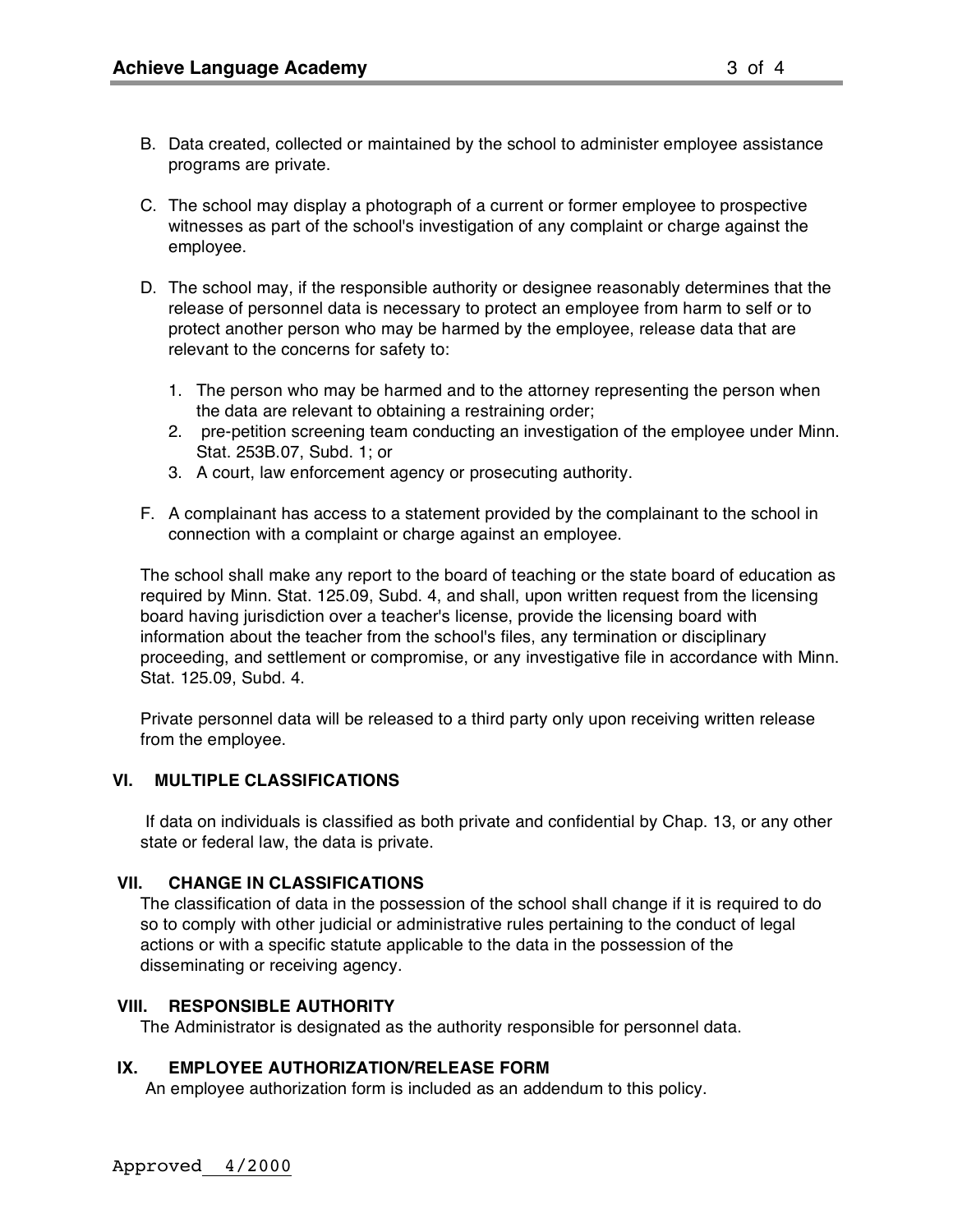B. Data created, collected or maintained by the school to administer employee assistance programs are private.

C. The school may display a photograph of a current or former employee to prospective witnesses as part of the school's investigation of any complaint or charge against the employee.

D. The school may, if the responsible authority or designee reasonably determines that the release of personnel data is necessary to protect an employee from harm to self or to protect another person who may be harmed by the employee, release data that are relevant to the concerns for safety to:

   1. The person who may be harmed and to the attorney representing the person when the data are relevant to obtaining a restraining order;
   2. pre-petition screening team conducting an investigation of the employee under Minn. Stat. 253B.07, Subd. 1; or
   3. A court, law enforcement agency or prosecuting authority.

F. A complainant has access to a statement provided by the complainant to the school in connection with a complaint or charge against an employee.

The school shall make any report to the board of teaching or the state board of education as required by Minn. Stat. 125.09, Subd. 4, and shall, upon written request from the licensing board having jurisdiction over a teacher's license, provide the licensing board with information about the teacher from the school's files, any termination or disciplinary proceeding, and settlement or compromise, or any investigative file in accordance with Minn. Stat. 125.09, Subd. 4.

Private personnel data will be released to a third party only upon receiving written release from the employee.

## VI. MULTIPLE CLASSIFICATIONS

If data on individuals is classified as both private and confidential by Chap. 13, or any other state or federal law, the data is private.

## VII. CHANGE IN CLASSIFICATIONS

The classification of data in the possession of the school shall change if it is required to do so to comply with other judicial or administrative rules pertaining to the conduct of legal actions or with a specific statute applicable to the data in the possession of the disseminating or receiving agency.

## VIII. RESPONSIBLE AUTHORITY

The Administrator is designated as the authority responsible for personnel data.

## IX. EMPLOYEE AUTHORIZATION/RELEASE FORM

An employee authorization form is included as an addendum to this policy.

Approved 4/2000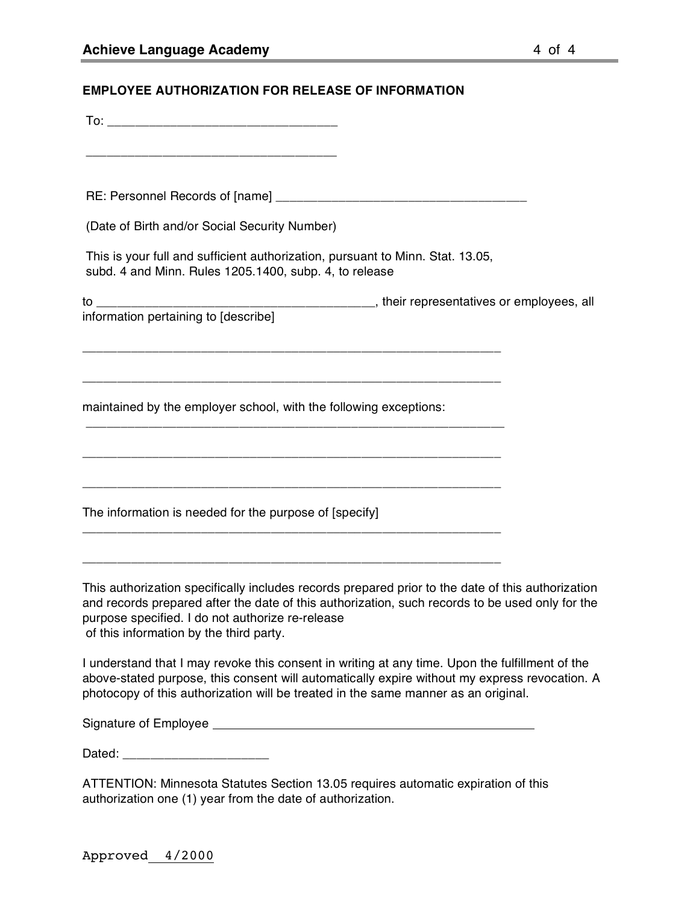## EMPLOYEE AUTHORIZATION FOR RELEASE OF INFORMATION

To: ________________________________

___________________________________

RE: Personnel Records of [name] ___________________________________

(Date of Birth and/or Social Security Number)

This is your full and sufficient authorization, pursuant to Minn. Stat. 13.05, subd. 4 and Minn. Rules 1205.1400, subp. 4, to release

to _______________________________________, their representatives or employees, all information pertaining to [describe]

____________________________________________________________

____________________________________________________________

maintained by the employer school, with the following exceptions:

____________________________________________________________

____________________________________________________________

____________________________________________________________

The information is needed for the purpose of [specify]

____________________________________________________________

____________________________________________________________

This authorization specifically includes records prepared prior to the date of this authorization and records prepared after the date of this authorization, such records to be used only for the purpose specified. I do not authorize re-release of this information by the third party.

I understand that I may revoke this consent in writing at any time. Upon the fulfillment of the above-stated purpose, this consent will automatically expire without my express revocation. A photocopy of this authorization will be treated in the same manner as an original.

Signature of Employee ______________________________________________

Dated: _____________________

ATTENTION: Minnesota Statutes Section 13.05 requires automatic expiration of this authorization one (1) year from the date of authorization.

Approved 4/2000